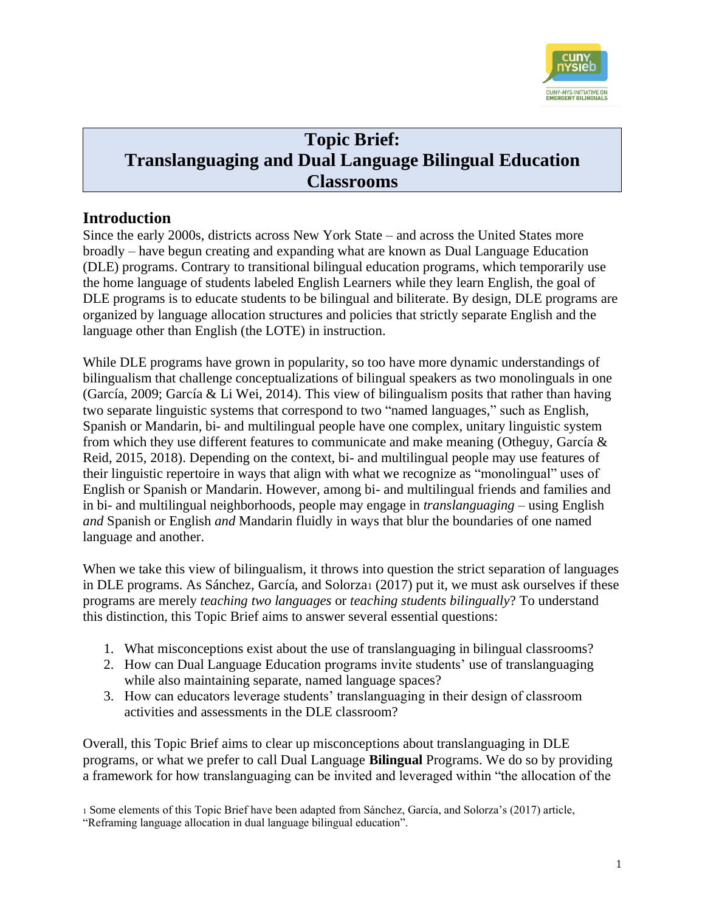# Topic Brief: Translanguaging and Dual Language Bilingual Education Classrooms

## Introduction

Since the early 2000s, districts across New York State – and across the United States more broadly – have begun creating and expanding what are known as Dual Language Education (DLE) programs. Contrary to transitional bilingual education programs, which temporarily use the home language of students labeled English Learners while they learn English, the goal of DLE programs is to educate students to be bilingual and biliterate. By design, DLE programs are organized by language allocation structures and policies that strictly separate English and the language other than English (the LOTE) in instruction.

While DLE programs have grown in popularity, so too have more dynamic understandings of bilingualism that challenge conceptualizations of bilingual speakers as two monolinguals in one (García, 2009; García & Li Wei, 2014). This view of bilingualism posits that rather than having two separate linguistic systems that correspond to two "named languages," such as English, Spanish or Mandarin, bi- and multilingual people have one complex, unitary linguistic system from which they use different features to communicate and make meaning (Otheguy, García & Reid, 2015, 2018). Depending on the context, bi- and multilingual people may use features of their linguistic repertoire in ways that align with what we recognize as "monolingual" uses of English or Spanish or Mandarin. However, among bi- and multilingual friends and families and in bi- and multilingual neighborhoods, people may engage in *translanguaging* – using English *and* Spanish or English *and* Mandarin fluidly in ways that blur the boundaries of one named language and another.

When we take this view of bilingualism, it throws into question the strict separation of languages in DLE programs. As Sánchez, García, and Solorza[1] (2017) put it, we must ask ourselves if these programs are merely *teaching two languages* or *teaching students bilingually*? To understand this distinction, this Topic Brief aims to answer several essential questions:

1. What misconceptions exist about the use of translanguaging in bilingual classrooms?
2. How can Dual Language Education programs invite students' use of translanguaging while also maintaining separate, named language spaces?
3. How can educators leverage students' translanguaging in their design of classroom activities and assessments in the DLE classroom?

Overall, this Topic Brief aims to clear up misconceptions about translanguaging in DLE programs, or what we prefer to call Dual Language **Bilingual** Programs. We do so by providing a framework for how translanguaging can be invited and leveraged within "the allocation of the

[1] Some elements of this Topic Brief have been adapted from Sánchez, García, and Solorza's (2017) article, "Reframing language allocation in dual language bilingual education".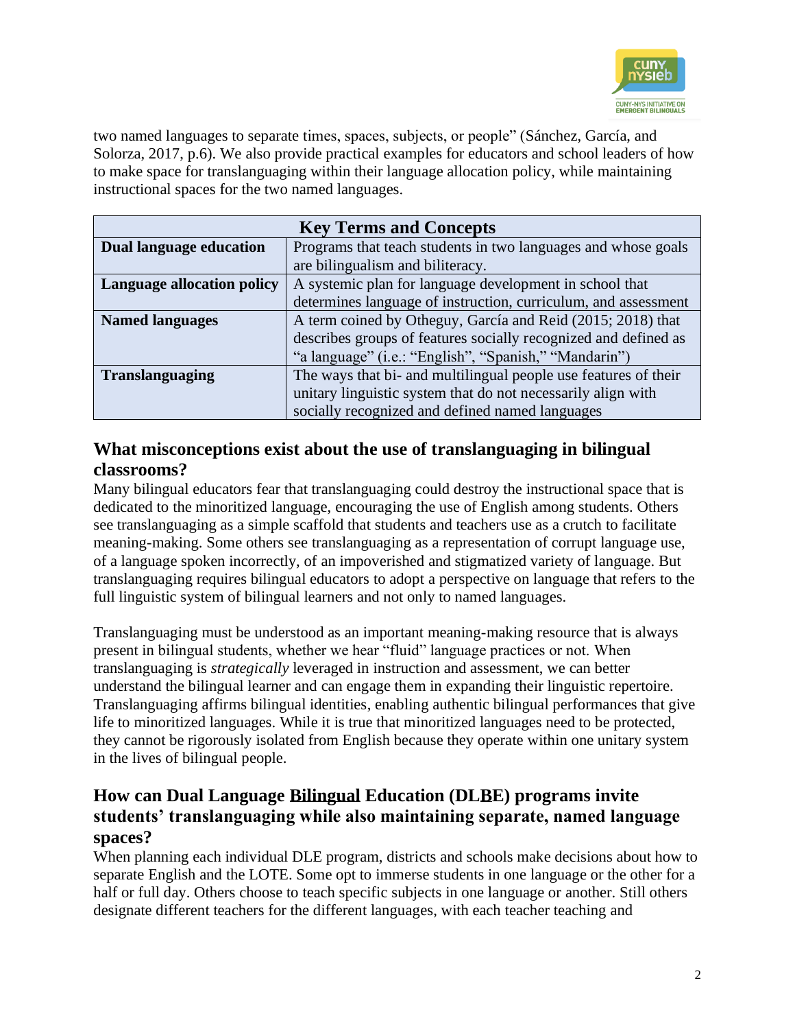two named languages to separate times, spaces, subjects, or people" (Sánchez, García, and Solorza, 2017, p.6). We also provide practical examples for educators and school leaders of how to make space for translanguaging within their language allocation policy, while maintaining instructional spaces for the two named languages.

| Key Terms and Concepts | |
|---|---|
| **Dual language education** | Programs that teach students in two languages and whose goals are bilingualism and biliteracy. |
| **Language allocation policy** | A systemic plan for language development in school that determines language of instruction, curriculum, and assessment |
| **Named languages** | A term coined by Otheguy, García and Reid (2015; 2018) that describes groups of features socially recognized and defined as "a language" (i.e.: "English", "Spanish," "Mandarin") |
| **Translanguaging** | The ways that bi- and multilingual people use features of their unitary linguistic system that do not necessarily align with socially recognized and defined named languages |

## What misconceptions exist about the use of translanguaging in bilingual classrooms?

Many bilingual educators fear that translanguaging could destroy the instructional space that is dedicated to the minoritized language, encouraging the use of English among students. Others see translanguaging as a simple scaffold that students and teachers use as a crutch to facilitate meaning-making. Some others see translanguaging as a representation of corrupt language use, of a language spoken incorrectly, of an impoverished and stigmatized variety of language. But translanguaging requires bilingual educators to adopt a perspective on language that refers to the full linguistic system of bilingual learners and not only to named languages.

Translanguaging must be understood as an important meaning-making resource that is always present in bilingual students, whether we hear "fluid" language practices or not. When translanguaging is *strategically* leveraged in instruction and assessment, we can better understand the bilingual learner and can engage them in expanding their linguistic repertoire. Translanguaging affirms bilingual identities, enabling authentic bilingual performances that give life to minoritized languages. While it is true that minoritized languages need to be protected, they cannot be rigorously isolated from English because they operate within one unitary system in the lives of bilingual people.

## How can Dual Language <u>Bilingual</u> Education (DL<u>B</u>E) programs invite students' translanguaging while also maintaining separate, named language spaces?

When planning each individual DLE program, districts and schools make decisions about how to separate English and the LOTE. Some opt to immerse students in one language or the other for a half or full day. Others choose to teach specific subjects in one language or another. Still others designate different teachers for the different languages, with each teacher teaching and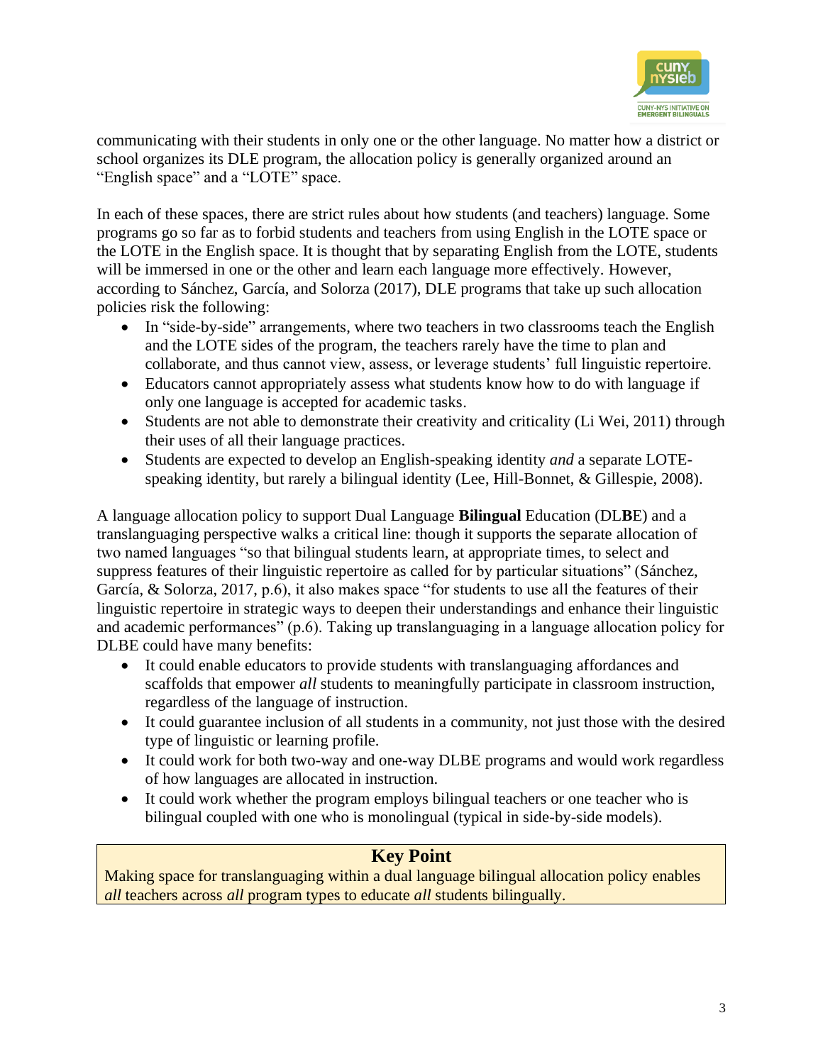communicating with their students in only one or the other language. No matter how a district or school organizes its DLE program, the allocation policy is generally organized around an "English space" and a "LOTE" space.

In each of these spaces, there are strict rules about how students (and teachers) language. Some programs go so far as to forbid students and teachers from using English in the LOTE space or the LOTE in the English space. It is thought that by separating English from the LOTE, students will be immersed in one or the other and learn each language more effectively. However, according to Sánchez, García, and Solorza (2017), DLE programs that take up such allocation policies risk the following:

- In "side-by-side" arrangements, where two teachers in two classrooms teach the English and the LOTE sides of the program, the teachers rarely have the time to plan and collaborate, and thus cannot view, assess, or leverage students' full linguistic repertoire.
- Educators cannot appropriately assess what students know how to do with language if only one language is accepted for academic tasks.
- Students are not able to demonstrate their creativity and criticality (Li Wei, 2011) through their uses of all their language practices.
- Students are expected to develop an English-speaking identity *and* a separate LOTE-speaking identity, but rarely a bilingual identity (Lee, Hill-Bonnet, & Gillespie, 2008).

A language allocation policy to support Dual Language **Bilingual** Education (DL**B**E) and a translanguaging perspective walks a critical line: though it supports the separate allocation of two named languages "so that bilingual students learn, at appropriate times, to select and suppress features of their linguistic repertoire as called for by particular situations" (Sánchez, García, & Solorza, 2017, p.6), it also makes space "for students to use all the features of their linguistic repertoire in strategic ways to deepen their understandings and enhance their linguistic and academic performances" (p.6). Taking up translanguaging in a language allocation policy for DLBE could have many benefits:

- It could enable educators to provide students with translanguaging affordances and scaffolds that empower *all* students to meaningfully participate in classroom instruction, regardless of the language of instruction.
- It could guarantee inclusion of all students in a community, not just those with the desired type of linguistic or learning profile.
- It could work for both two-way and one-way DLBE programs and would work regardless of how languages are allocated in instruction.
- It could work whether the program employs bilingual teachers or one teacher who is bilingual coupled with one who is monolingual (typical in side-by-side models).

**Key Point**

Making space for translanguaging within a dual language bilingual allocation policy enables *all* teachers across *all* program types to educate *all* students bilingually.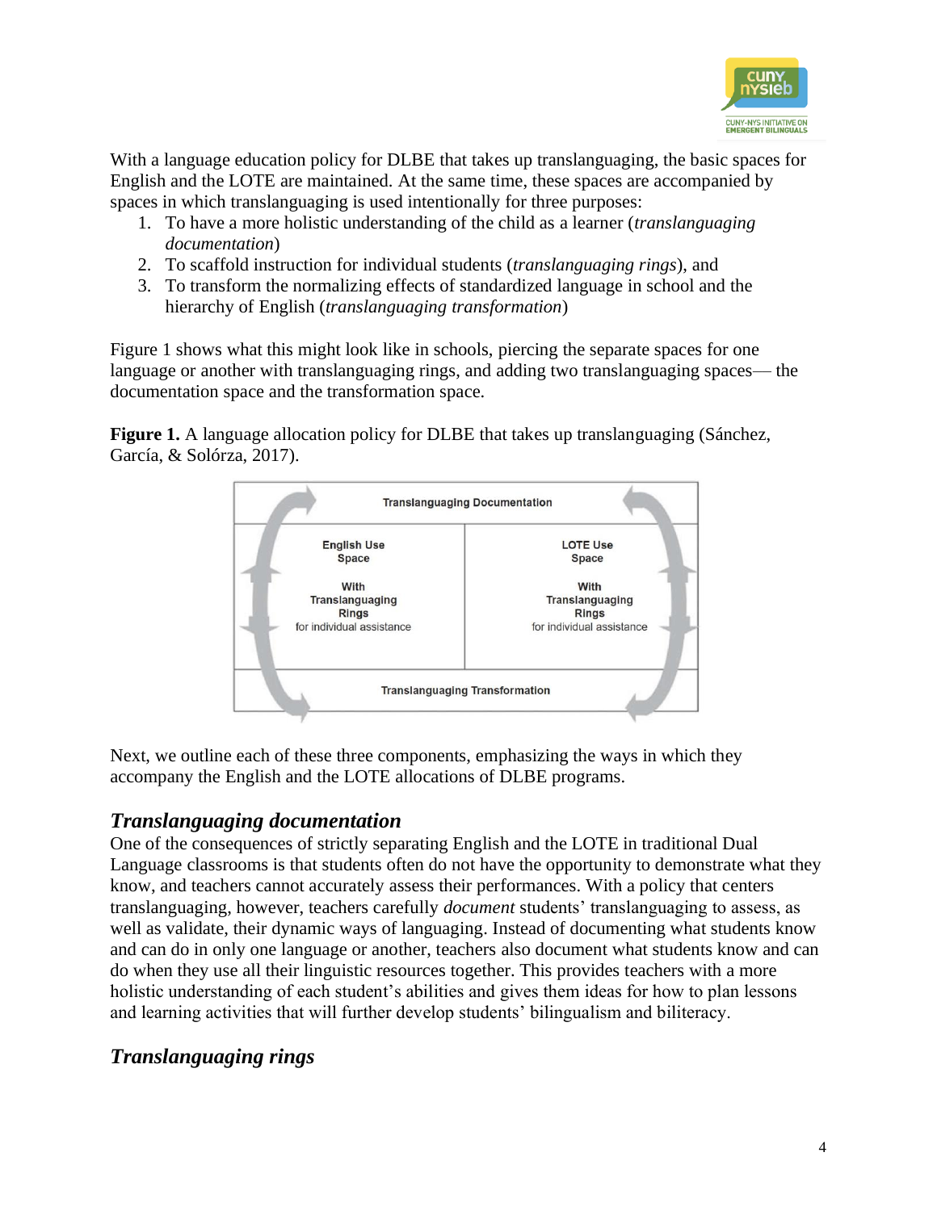With a language education policy for DLBE that takes up translanguaging, the basic spaces for English and the LOTE are maintained. At the same time, these spaces are accompanied by spaces in which translanguaging is used intentionally for three purposes:

1. To have a more holistic understanding of the child as a learner (*translanguaging documentation*)
2. To scaffold instruction for individual students (*translanguaging rings*), and
3. To transform the normalizing effects of standardized language in school and the hierarchy of English (*translanguaging transformation*)

Figure 1 shows what this might look like in schools, piercing the separate spaces for one language or another with translanguaging rings, and adding two translanguaging spaces— the documentation space and the transformation space.

**Figure 1.** A language allocation policy for DLBE that takes up translanguaging (Sánchez, García, & Solórza, 2017).

| Translanguaging Documentation | |
|---|---|
| English Use Space<br><br>With Translanguaging Rings for individual assistance | LOTE Use Space<br><br>With Translanguaging Rings for individual assistance |
| Translanguaging Transformation | |

Next, we outline each of these three components, emphasizing the ways in which they accompany the English and the LOTE allocations of DLBE programs.

## *Translanguaging documentation*

One of the consequences of strictly separating English and the LOTE in traditional Dual Language classrooms is that students often do not have the opportunity to demonstrate what they know, and teachers cannot accurately assess their performances. With a policy that centers translanguaging, however, teachers carefully *document* students' translanguaging to assess, as well as validate, their dynamic ways of languaging. Instead of documenting what students know and can do in only one language or another, teachers also document what students know and can do when they use all their linguistic resources together. This provides teachers with a more holistic understanding of each student's abilities and gives them ideas for how to plan lessons and learning activities that will further develop students' bilingualism and biliteracy.

## *Translanguaging rings*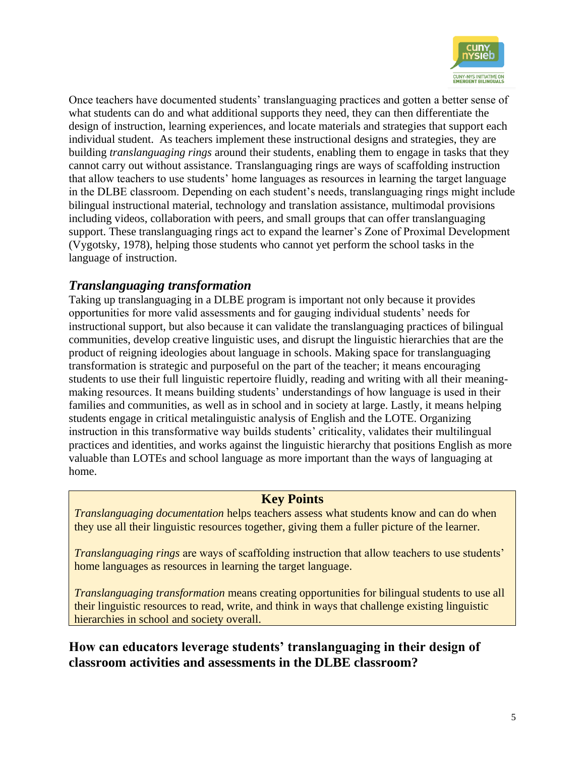Once teachers have documented students' translanguaging practices and gotten a better sense of what students can do and what additional supports they need, they can then differentiate the design of instruction, learning experiences, and locate materials and strategies that support each individual student. As teachers implement these instructional designs and strategies, they are building *translanguaging rings* around their students, enabling them to engage in tasks that they cannot carry out without assistance. Translanguaging rings are ways of scaffolding instruction that allow teachers to use students' home languages as resources in learning the target language in the DLBE classroom. Depending on each student's needs, translanguaging rings might include bilingual instructional material, technology and translation assistance, multimodal provisions including videos, collaboration with peers, and small groups that can offer translanguaging support. These translanguaging rings act to expand the learner's Zone of Proximal Development (Vygotsky, 1978), helping those students who cannot yet perform the school tasks in the language of instruction.

### *Translanguaging transformation*

Taking up translanguaging in a DLBE program is important not only because it provides opportunities for more valid assessments and for gauging individual students' needs for instructional support, but also because it can validate the translanguaging practices of bilingual communities, develop creative linguistic uses, and disrupt the linguistic hierarchies that are the product of reigning ideologies about language in schools. Making space for translanguaging transformation is strategic and purposeful on the part of the teacher; it means encouraging students to use their full linguistic repertoire fluidly, reading and writing with all their meaning-making resources. It means building students' understandings of how language is used in their families and communities, as well as in school and in society at large. Lastly, it means helping students engage in critical metalinguistic analysis of English and the LOTE. Organizing instruction in this transformative way builds students' criticality, validates their multilingual practices and identities, and works against the linguistic hierarchy that positions English as more valuable than LOTEs and school language as more important than the ways of languaging at home.

**Key Points**

*Translanguaging documentation* helps teachers assess what students know and can do when they use all their linguistic resources together, giving them a fuller picture of the learner.

*Translanguaging rings* are ways of scaffolding instruction that allow teachers to use students' home languages as resources in learning the target language.

*Translanguaging transformation* means creating opportunities for bilingual students to use all their linguistic resources to read, write, and think in ways that challenge existing linguistic hierarchies in school and society overall.

## How can educators leverage students' translanguaging in their design of classroom activities and assessments in the DLBE classroom?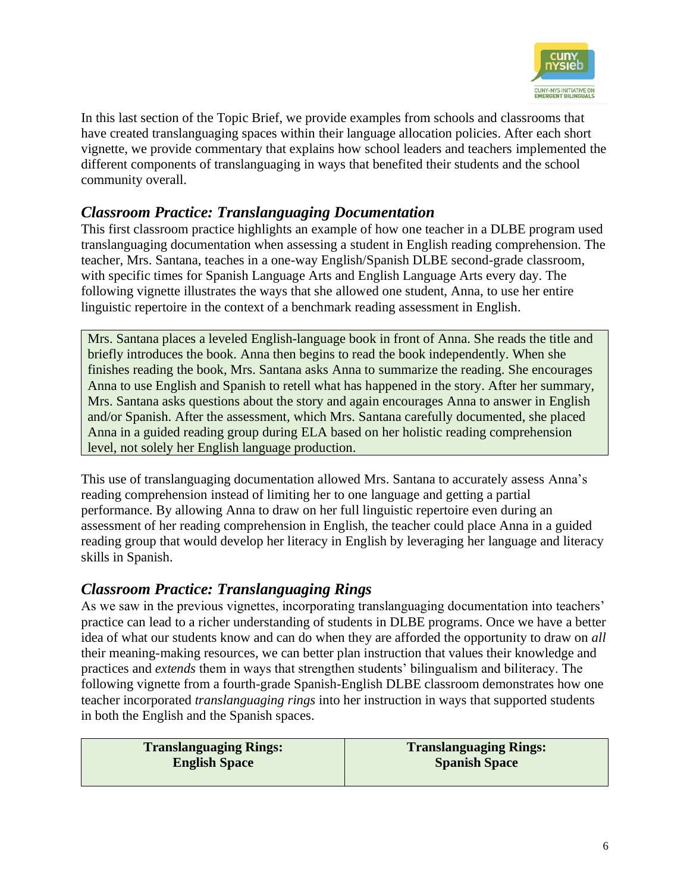In this last section of the Topic Brief, we provide examples from schools and classrooms that have created translanguaging spaces within their language allocation policies. After each short vignette, we provide commentary that explains how school leaders and teachers implemented the different components of translanguaging in ways that benefited their students and the school community overall.

## *Classroom Practice: Translanguaging Documentation*

This first classroom practice highlights an example of how one teacher in a DLBE program used translanguaging documentation when assessing a student in English reading comprehension. The teacher, Mrs. Santana, teaches in a one-way English/Spanish DLBE second-grade classroom, with specific times for Spanish Language Arts and English Language Arts every day. The following vignette illustrates the ways that she allowed one student, Anna, to use her entire linguistic repertoire in the context of a benchmark reading assessment in English.

> Mrs. Santana places a leveled English-language book in front of Anna. She reads the title and briefly introduces the book. Anna then begins to read the book independently. When she finishes reading the book, Mrs. Santana asks Anna to summarize the reading. She encourages Anna to use English and Spanish to retell what has happened in the story. After her summary, Mrs. Santana asks questions about the story and again encourages Anna to answer in English and/or Spanish. After the assessment, which Mrs. Santana carefully documented, she placed Anna in a guided reading group during ELA based on her holistic reading comprehension level, not solely her English language production.

This use of translanguaging documentation allowed Mrs. Santana to accurately assess Anna's reading comprehension instead of limiting her to one language and getting a partial performance. By allowing Anna to draw on her full linguistic repertoire even during an assessment of her reading comprehension in English, the teacher could place Anna in a guided reading group that would develop her literacy in English by leveraging her language and literacy skills in Spanish.

## *Classroom Practice: Translanguaging Rings*

As we saw in the previous vignettes, incorporating translanguaging documentation into teachers' practice can lead to a richer understanding of students in DLBE programs. Once we have a better idea of what our students know and can do when they are afforded the opportunity to draw on *all* their meaning-making resources, we can better plan instruction that values their knowledge and practices and *extends* them in ways that strengthen students' bilingualism and biliteracy. The following vignette from a fourth-grade Spanish-English DLBE classroom demonstrates how one teacher incorporated *translanguaging rings* into her instruction in ways that supported students in both the English and the Spanish spaces.

| **Translanguaging Rings: English Space** | **Translanguaging Rings: Spanish Space** |
| --- | --- |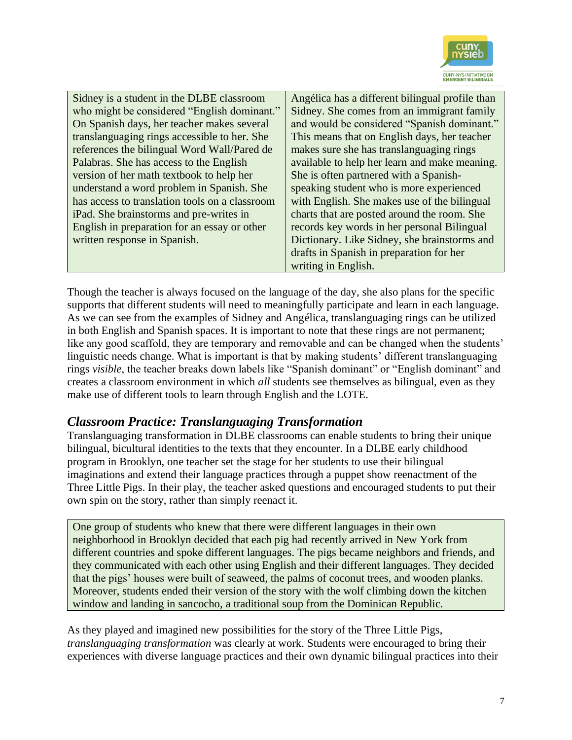| Sidney is a student in the DLBE classroom who might be considered "English dominant." On Spanish days, her teacher makes several translanguaging rings accessible to her. She references the bilingual Word Wall/Pared de Palabras. She has access to the English version of her math textbook to help her understand a word problem in Spanish. She has access to translation tools on a classroom iPad. She brainstorms and pre-writes in English in preparation for an essay or other written response in Spanish. | Angélica has a different bilingual profile than Sidney. She comes from an immigrant family and would be considered "Spanish dominant." This means that on English days, her teacher makes sure she has translanguaging rings available to help her learn and make meaning. She is often partnered with a Spanish-speaking student who is more experienced with English. She makes use of the bilingual charts that are posted around the room. She records key words in her personal Bilingual Dictionary. Like Sidney, she brainstorms and drafts in Spanish in preparation for her writing in English. |
|---|---|

Though the teacher is always focused on the language of the day, she also plans for the specific supports that different students will need to meaningfully participate and learn in each language. As we can see from the examples of Sidney and Angélica, translanguaging rings can be utilized in both English and Spanish spaces. It is important to note that these rings are not permanent; like any good scaffold, they are temporary and removable and can be changed when the students' linguistic needs change. What is important is that by making students' different translanguaging rings *visible*, the teacher breaks down labels like "Spanish dominant" or "English dominant" and creates a classroom environment in which *all* students see themselves as bilingual, even as they make use of different tools to learn through English and the LOTE.

## *Classroom Practice: Translanguaging Transformation*

Translanguaging transformation in DLBE classrooms can enable students to bring their unique bilingual, bicultural identities to the texts that they encounter. In a DLBE early childhood program in Brooklyn, one teacher set the stage for her students to use their bilingual imaginations and extend their language practices through a puppet show reenactment of the Three Little Pigs. In their play, the teacher asked questions and encouraged students to put their own spin on the story, rather than simply reenact it.

> One group of students who knew that there were different languages in their own neighborhood in Brooklyn decided that each pig had recently arrived in New York from different countries and spoke different languages. The pigs became neighbors and friends, and they communicated with each other using English and their different languages. They decided that the pigs' houses were built of seaweed, the palms of coconut trees, and wooden planks. Moreover, students ended their version of the story with the wolf climbing down the kitchen window and landing in sancocho, a traditional soup from the Dominican Republic.

As they played and imagined new possibilities for the story of the Three Little Pigs, *translanguaging transformation* was clearly at work. Students were encouraged to bring their experiences with diverse language practices and their own dynamic bilingual practices into their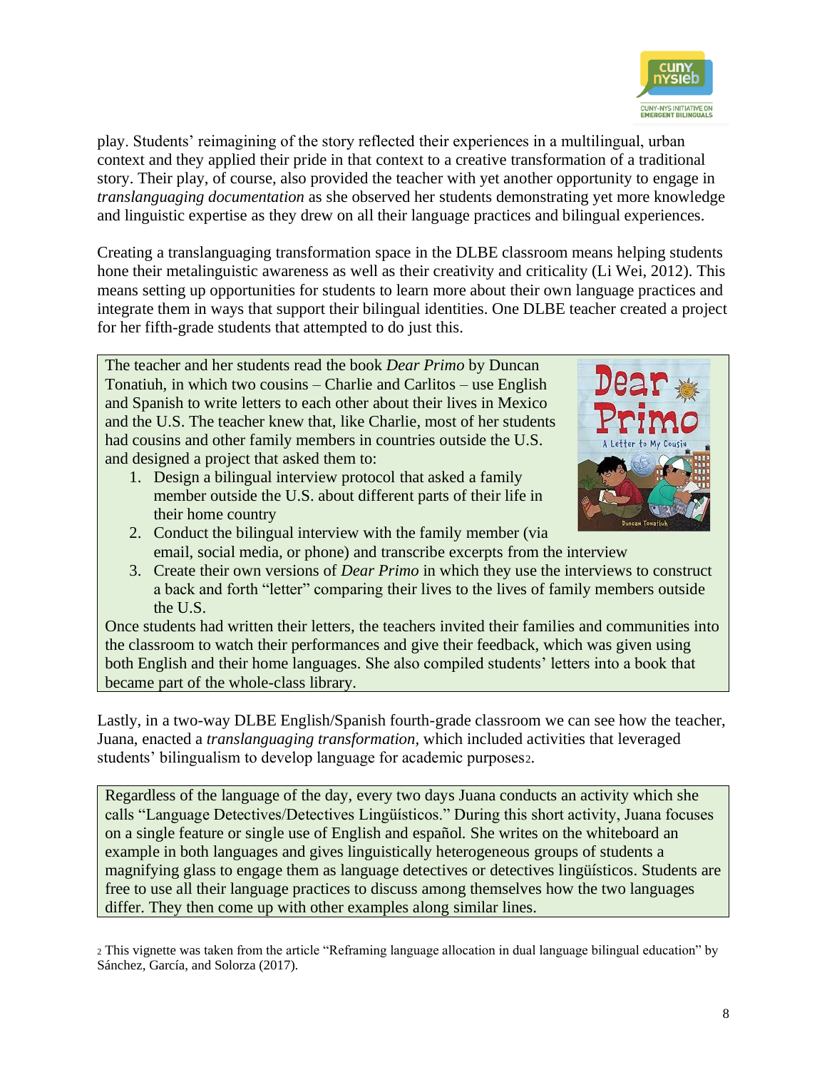play. Students' reimagining of the story reflected their experiences in a multilingual, urban context and they applied their pride in that context to a creative transformation of a traditional story. Their play, of course, also provided the teacher with yet another opportunity to engage in *translanguaging documentation* as she observed her students demonstrating yet more knowledge and linguistic expertise as they drew on all their language practices and bilingual experiences.

Creating a translanguaging transformation space in the DLBE classroom means helping students hone their metalinguistic awareness as well as their creativity and criticality (Li Wei, 2012). This means setting up opportunities for students to learn more about their own language practices and integrate them in ways that support their bilingual identities. One DLBE teacher created a project for her fifth-grade students that attempted to do just this.

> The teacher and her students read the book *Dear Primo* by Duncan Tonatiuh, in which two cousins – Charlie and Carlitos – use English and Spanish to write letters to each other about their lives in Mexico and the U.S. The teacher knew that, like Charlie, most of her students had cousins and other family members in countries outside the U.S. and designed a project that asked them to:
>
> 1. Design a bilingual interview protocol that asked a family member outside the U.S. about different parts of their life in their home country
> 2. Conduct the bilingual interview with the family member (via email, social media, or phone) and transcribe excerpts from the interview
> 3. Create their own versions of *Dear Primo* in which they use the interviews to construct a back and forth "letter" comparing their lives to the lives of family members outside the U.S.
>
> Once students had written their letters, the teachers invited their families and communities into the classroom to watch their performances and give their feedback, which was given using both English and their home languages. She also compiled students' letters into a book that became part of the whole-class library.

Lastly, in a two-way DLBE English/Spanish fourth-grade classroom we can see how the teacher, Juana, enacted a *translanguaging transformation*, which included activities that leveraged students' bilingualism to develop language for academic purposes[2].

> Regardless of the language of the day, every two days Juana conducts an activity which she calls "Language Detectives/Detectives Lingüísticos." During this short activity, Juana focuses on a single feature or single use of English and español. She writes on the whiteboard an example in both languages and gives linguistically heterogeneous groups of students a magnifying glass to engage them as language detectives or detectives lingüísticos. Students are free to use all their language practices to discuss among themselves how the two languages differ. They then come up with other examples along similar lines.

[2] This vignette was taken from the article "Reframing language allocation in dual language bilingual education" by Sánchez, García, and Solorza (2017).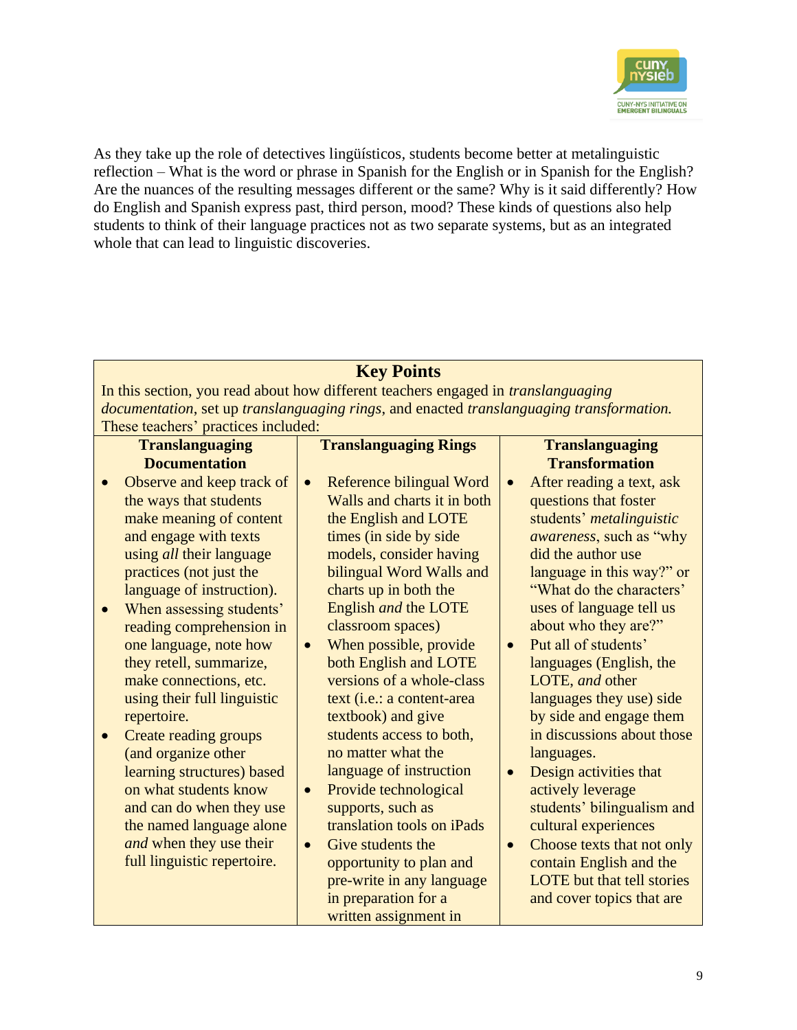As they take up the role of detectives lingüísticos, students become better at metalinguistic reflection – What is the word or phrase in Spanish for the English or in Spanish for the English? Are the nuances of the resulting messages different or the same? Why is it said differently? How do English and Spanish express past, third person, mood? These kinds of questions also help students to think of their language practices not as two separate systems, but as an integrated whole that can lead to linguistic discoveries.

| **Key Points** | | |
|---|---|---|
| In this section, you read about how different teachers engaged in *translanguaging documentation*, set up *translanguaging rings*, and enacted *translanguaging transformation.* These teachers' practices included: | | |
| **Translanguaging Documentation** | **Translanguaging Rings** | **Translanguaging Transformation** |
| • Observe and keep track of the ways that students make meaning of content and engage with texts using *all* their language practices (not just the language of instruction).<br>• When assessing students' reading comprehension in one language, note how they retell, summarize, make connections, etc. using their full linguistic repertoire.<br>• Create reading groups (and organize other learning structures) based on what students know and can do when they use the named language alone *and* when they use their full linguistic repertoire. | • Reference bilingual Word Walls and charts it in both the English and LOTE times (in side by side models, consider having bilingual Word Walls and charts up in both the English *and* the LOTE classroom spaces)<br>• When possible, provide both English and LOTE versions of a whole-class text (i.e.: a content-area textbook) and give students access to both, no matter what the language of instruction<br>• Provide technological supports, such as translation tools on iPads<br>• Give students the opportunity to plan and pre-write in any language in preparation for a written assignment in | • After reading a text, ask questions that foster students' *metalinguistic awareness*, such as "why did the author use language in this way?" or "What do the characters' uses of language tell us about who they are?"<br>• Put all of students' languages (English, the LOTE, *and* other languages they use) side by side and engage them in discussions about those languages.<br>• Design activities that actively leverage students' bilingualism and cultural experiences<br>• Choose texts that not only contain English and the LOTE but that tell stories and cover topics that are |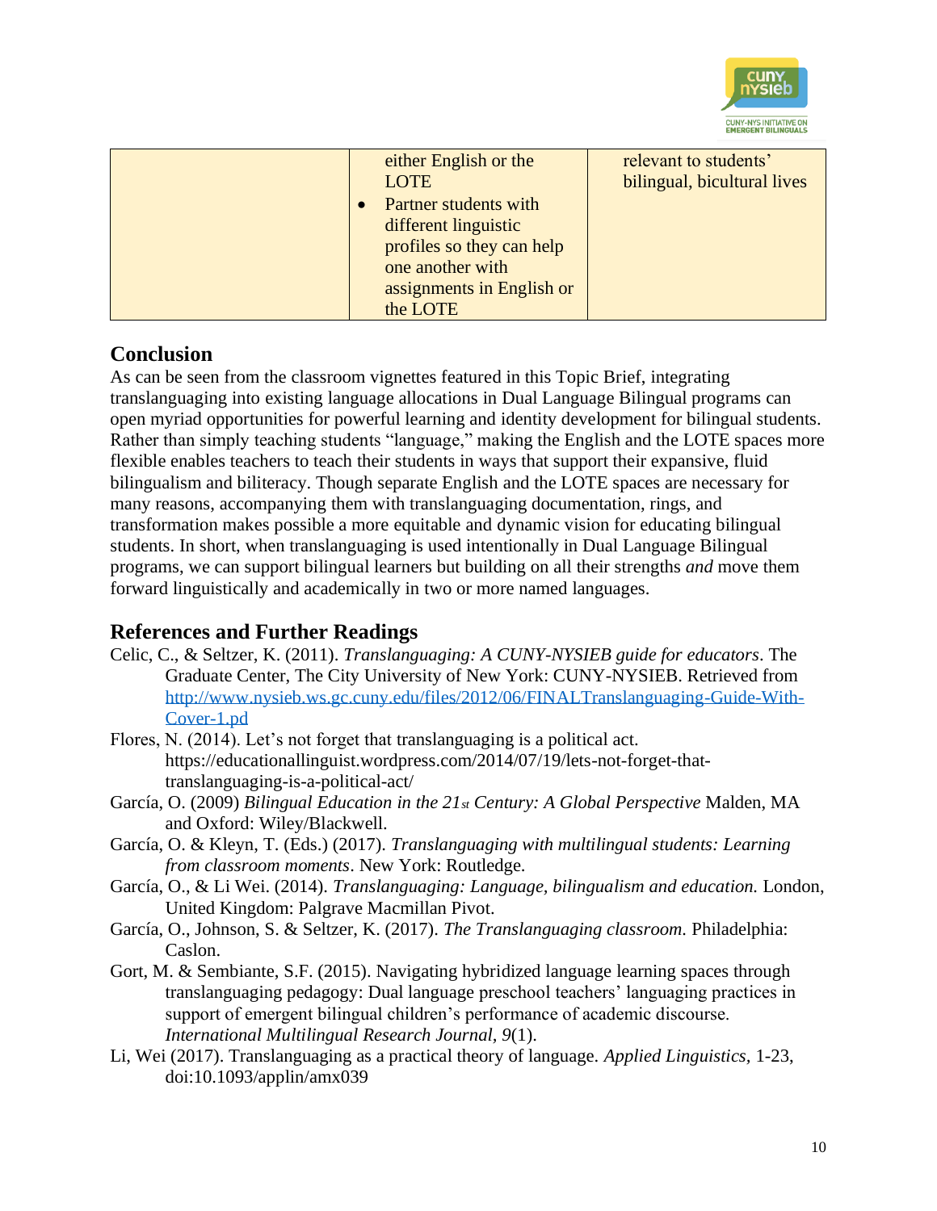| | either English or the LOTE<br>• Partner students with different linguistic profiles so they can help one another with assignments in English or the LOTE | relevant to students' bilingual, bicultural lives |
|---|---|---|

## Conclusion

As can be seen from the classroom vignettes featured in this Topic Brief, integrating translanguaging into existing language allocations in Dual Language Bilingual programs can open myriad opportunities for powerful learning and identity development for bilingual students. Rather than simply teaching students "language," making the English and the LOTE spaces more flexible enables teachers to teach their students in ways that support their expansive, fluid bilingualism and biliteracy. Though separate English and the LOTE spaces are necessary for many reasons, accompanying them with translanguaging documentation, rings, and transformation makes possible a more equitable and dynamic vision for educating bilingual students. In short, when translanguaging is used intentionally in Dual Language Bilingual programs, we can support bilingual learners but building on all their strengths *and* move them forward linguistically and academically in two or more named languages.

## References and Further Readings

Celic, C., & Seltzer, K. (2011). *Translanguaging: A CUNY-NYSIEB guide for educators*. The Graduate Center, The City University of New York: CUNY-NYSIEB. Retrieved from http://www.nysieb.ws.gc.cuny.edu/files/2012/06/FINALTranslanguaging-Guide-With-Cover-1.pd

Flores, N. (2014). Let's not forget that translanguaging is a political act. https://educationallinguist.wordpress.com/2014/07/19/lets-not-forget-that-translanguaging-is-a-political-act/

García, O. (2009) *Bilingual Education in the 21st Century: A Global Perspective* Malden, MA and Oxford: Wiley/Blackwell.

García, O. & Kleyn, T. (Eds.) (2017). *Translanguaging with multilingual students: Learning from classroom moments*. New York: Routledge.

García, O., & Li Wei. (2014). *Translanguaging: Language, bilingualism and education.* London, United Kingdom: Palgrave Macmillan Pivot.

García, O., Johnson, S. & Seltzer, K. (2017). *The Translanguaging classroom.* Philadelphia: Caslon.

Gort, M. & Sembiante, S.F. (2015). Navigating hybridized language learning spaces through translanguaging pedagogy: Dual language preschool teachers' languaging practices in support of emergent bilingual children's performance of academic discourse. *International Multilingual Research Journal*, *9*(1).

Li, Wei (2017). Translanguaging as a practical theory of language. *Applied Linguistics*, 1-23, doi:10.1093/applin/amx039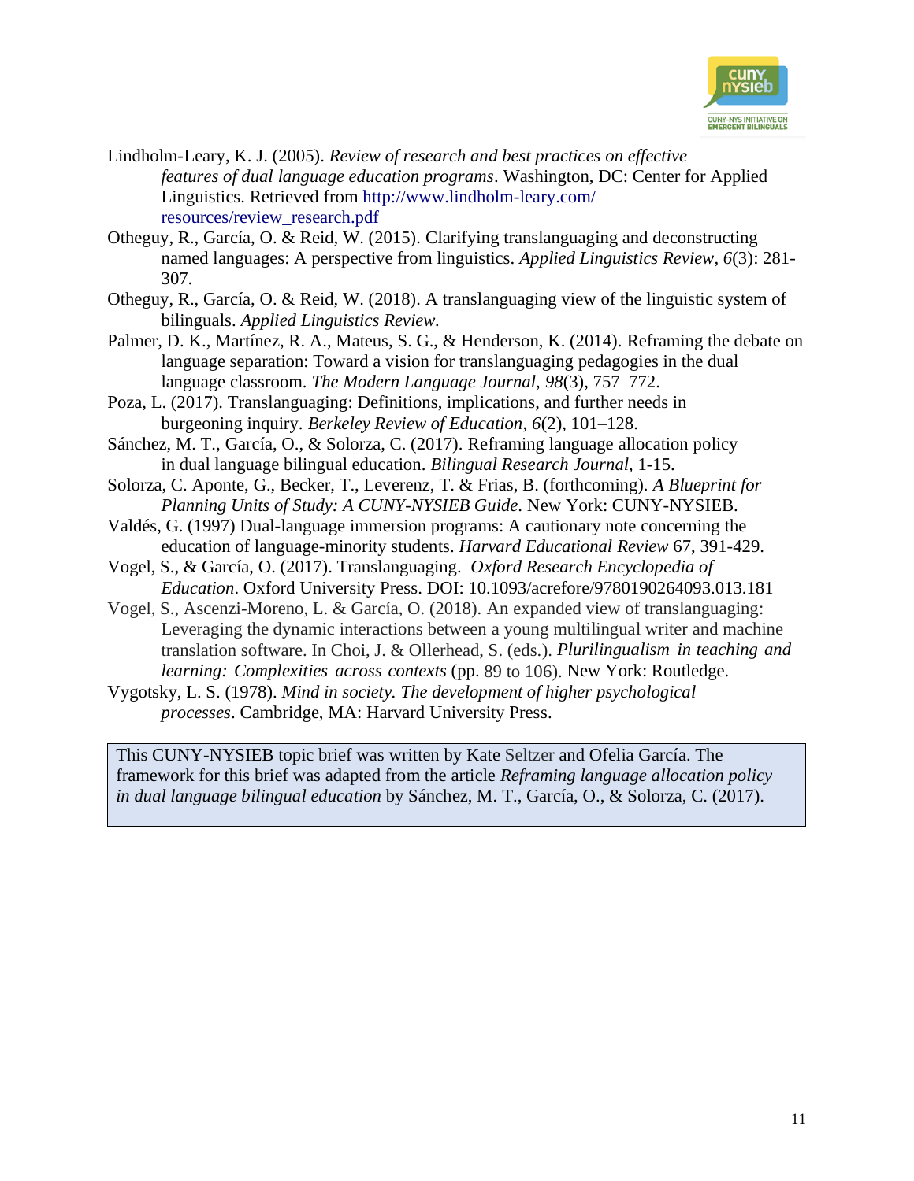Lindholm-Leary, K. J. (2005). *Review of research and best practices on effective features of dual language education programs*. Washington, DC: Center for Applied Linguistics. Retrieved from http://www.lindholm-leary.com/resources/review_research.pdf

Otheguy, R., García, O. & Reid, W. (2015). Clarifying translanguaging and deconstructing named languages: A perspective from linguistics. *Applied Linguistics Review, 6*(3): 281-307.

Otheguy, R., García, O. & Reid, W. (2018). A translanguaging view of the linguistic system of bilinguals. *Applied Linguistics Review.*

Palmer, D. K., Martínez, R. A., Mateus, S. G., & Henderson, K. (2014). Reframing the debate on language separation: Toward a vision for translanguaging pedagogies in the dual language classroom. *The Modern Language Journal*, *98*(3), 757–772.

Poza, L. (2017). Translanguaging: Definitions, implications, and further needs in burgeoning inquiry. *Berkeley Review of Education*, *6*(2), 101–128.

Sánchez, M. T., García, O., & Solorza, C. (2017). Reframing language allocation policy in dual language bilingual education. *Bilingual Research Journal*, 1-15.

Solorza, C. Aponte, G., Becker, T., Leverenz, T. & Frias, B. (forthcoming). *A Blueprint for Planning Units of Study: A CUNY-NYSIEB Guide*. New York: CUNY-NYSIEB.

Valdés, G. (1997) Dual-language immersion programs: A cautionary note concerning the education of language-minority students. *Harvard Educational Review* 67, 391-429.

Vogel, S., & García, O. (2017). Translanguaging. *Oxford Research Encyclopedia of Education*. Oxford University Press. DOI: 10.1093/acrefore/9780190264093.013.181

Vogel, S., Ascenzi-Moreno, L. & García, O. (2018). An expanded view of translanguaging: Leveraging the dynamic interactions between a young multilingual writer and machine translation software. In Choi, J. & Ollerhead, S. (eds.). *Plurilingualism in teaching and learning: Complexities across contexts* (pp. 89 to 106). New York: Routledge.

Vygotsky, L. S. (1978). *Mind in society. The development of higher psychological processes*. Cambridge, MA: Harvard University Press.

This CUNY-NYSIEB topic brief was written by Kate Seltzer and Ofelia García. The framework for this brief was adapted from the article *Reframing language allocation policy in dual language bilingual education* by Sánchez, M. T., García, O., & Solorza, C. (2017).